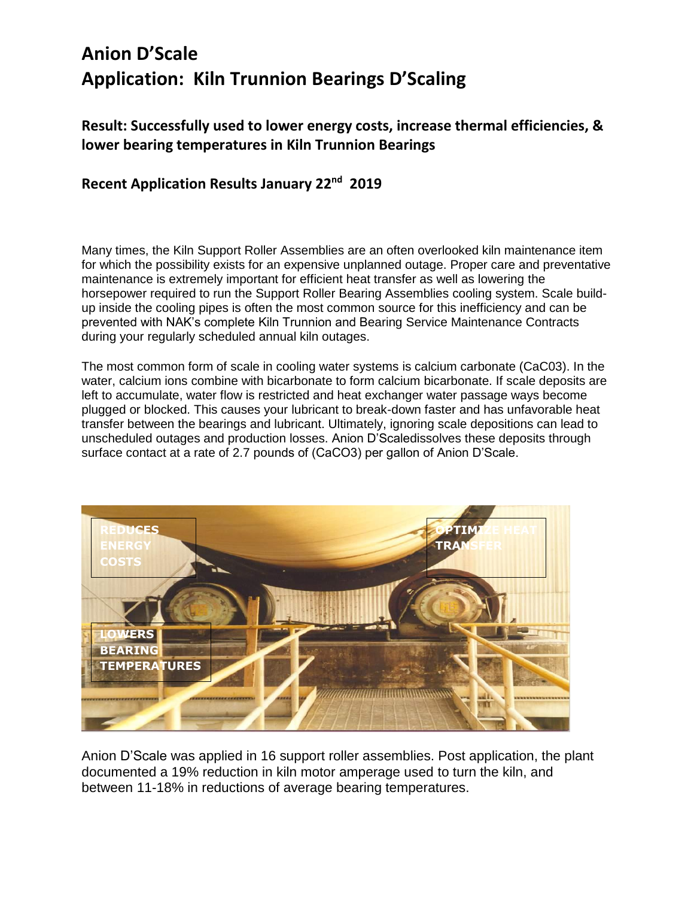# Anion D'Scale

# Application: Kiln Trunnion Bearings D'Scaling

## Result: Successfully used to lower energy costs, increase thermal efficiencies, & lower bearing temperatures in Kiln Trunnion Bearings

## Recent Application Results January 22nd 2019

Many times, the Kiln Support Roller Assemblies are an often overlooked kiln maintenance item for which the possibility exists for an expensive unplanned outage. Proper care and preventative maintenance is extremely important for efficient heat transfer as well as lowering the horsepower required to run the Support Roller Bearing Assemblies cooling system. Scale build-up inside the cooling pipes is often the most common source for this inefficiency and can be prevented with NAK's complete Kiln Trunnion and Bearing Service Maintenance Contracts during your regularly scheduled annual kiln outages.

The most common form of scale in cooling water systems is calcium carbonate ($CaC0_3$). In the water, calcium ions combine with bicarbonate to form calcium bicarbonate. If scale deposits are left to accumulate, water flow is restricted and heat exchanger water passage ways become plugged or blocked. This causes your lubricant to break-down faster and has unfavorable heat transfer between the bearings and lubricant. Ultimately, ignoring scale depositions can lead to unscheduled outages and production losses. Anion D'Scaledissolves these deposits through surface contact at a rate of 2.7 pounds of ($CaCO_3$) per gallon of Anion D'Scale.

REDUCES ENERGY COSTS

OPTIMIZE HEAT TRANSFER

LOWERS BEARING TEMPERATURES

Anion D'Scale was applied in 16 support roller assemblies. Post application, the plant documented a 19% reduction in kiln motor amperage used to turn the kiln, and between 11-18% in reductions of average bearing temperatures.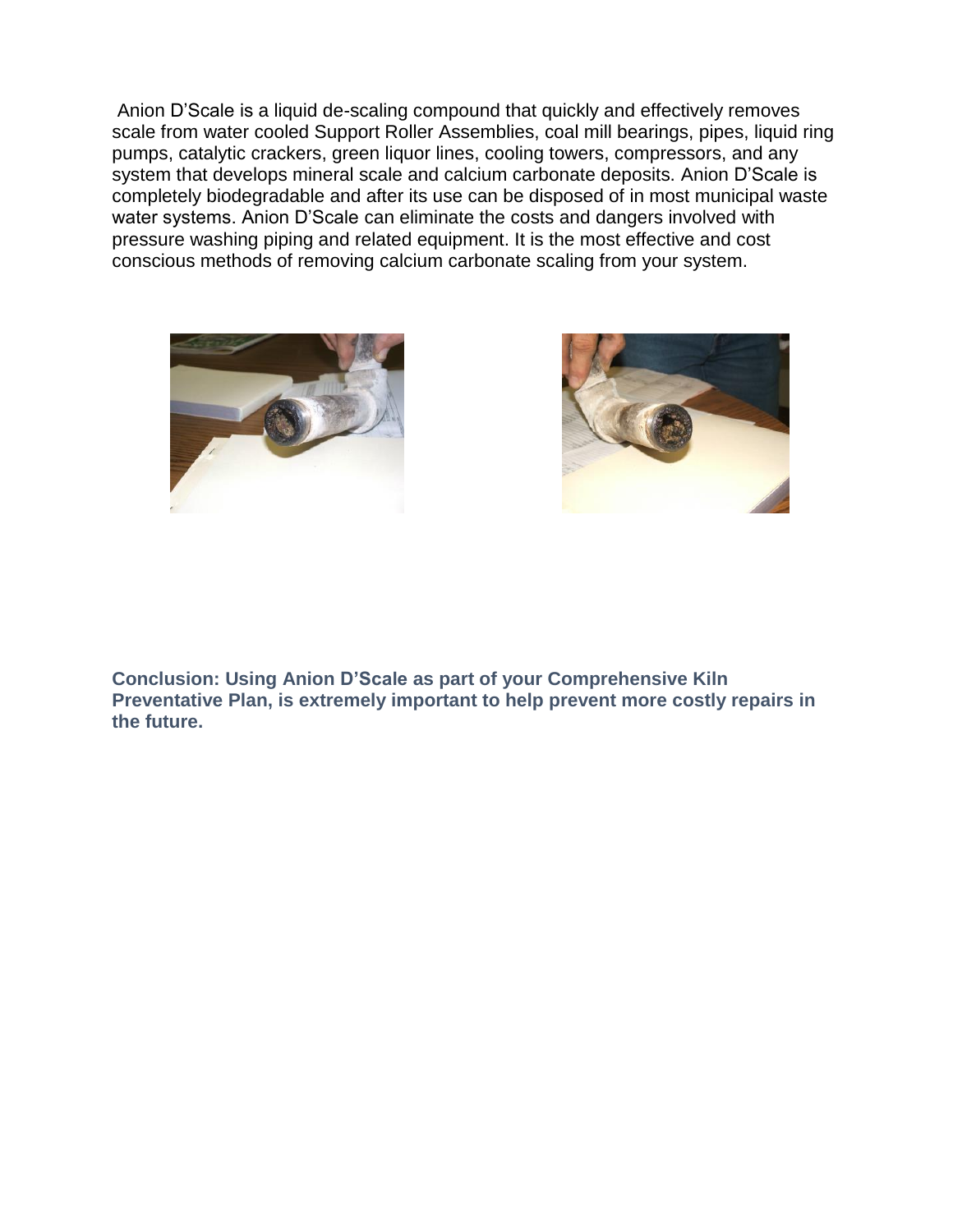Anion D'Scale is a liquid de-scaling compound that quickly and effectively removes scale from water cooled Support Roller Assemblies, coal mill bearings, pipes, liquid ring pumps, catalytic crackers, green liquor lines, cooling towers, compressors, and any system that develops mineral scale and calcium carbonate deposits. Anion D'Scale is completely biodegradable and after its use can be disposed of in most municipal waste water systems. Anion D'Scale can eliminate the costs and dangers involved with pressure washing piping and related equipment. It is the most effective and cost conscious methods of removing calcium carbonate scaling from your system.

**Conclusion: Using Anion D'Scale as part of your Comprehensive Kiln Preventative Plan, is extremely important to help prevent more costly repairs in the future.**